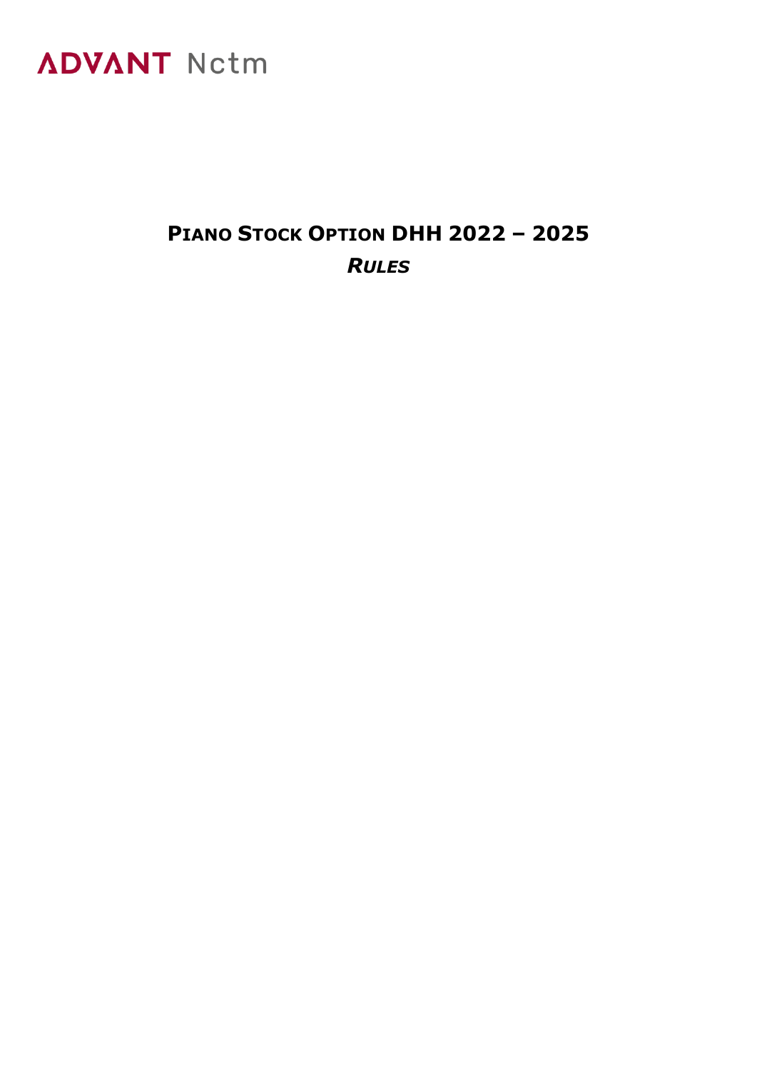ADVANT Nctm

# **PIANO STOCK OPTION DHH 2022 – 2025**

***RULES***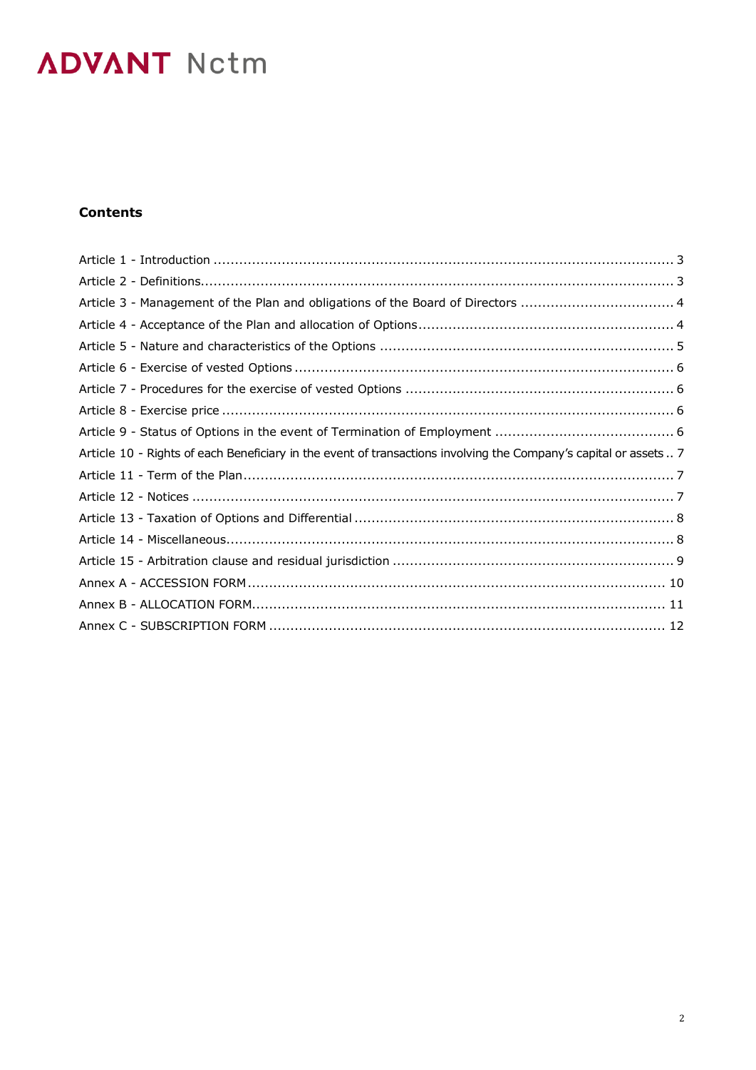**Contents**

Article 1 - Introduction ........................................................................................................... 3
Article 2 - Definitions............................................................................................................. 3
Article 3 - Management of the Plan and obligations of the Board of Directors .................................... 4
Article 4 - Acceptance of the Plan and allocation of Options.......................................................... 4
Article 5 - Nature and characteristics of the Options ..................................................................... 5
Article 6 - Exercise of vested Options ........................................................................................ 6
Article 7 - Procedures for the exercise of vested Options .............................................................. 6
Article 8 - Exercise price ......................................................................................................... 6
Article 9 - Status of Options in the event of Termination of Employment .......................................... 6
Article 10 - Rights of each Beneficiary in the event of transactions involving the Company's capital or assets .. 7
Article 11 - Term of the Plan.................................................................................................... 7
Article 12 - Notices ................................................................................................................ 7
Article 13 - Taxation of Options and Differential .......................................................................... 8
Article 14 - Miscellaneous........................................................................................................ 8
Article 15 - Arbitration clause and residual jurisdiction ................................................................. 9
Annex A - ACCESSION FORM ................................................................................................ 10
Annex B - ALLOCATION FORM................................................................................................ 11
Annex C - SUBSCRIPTION FORM ............................................................................................ 12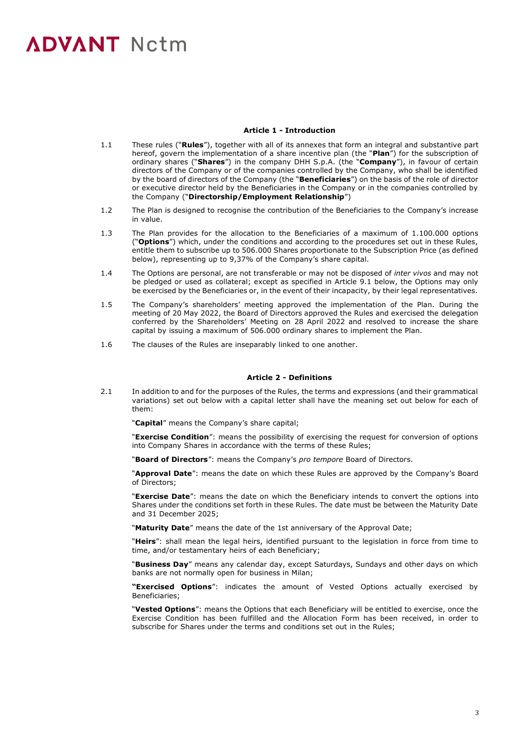### Article 1 - Introduction

1.1 These rules ("**Rules**"), together with all of its annexes that form an integral and substantive part hereof, govern the implementation of a share incentive plan (the "**Plan**") for the subscription of ordinary shares ("**Shares**") in the company DHH S.p.A. (the "**Company**"), in favour of certain directors of the Company or of the companies controlled by the Company, who shall be identified by the board of directors of the Company (the "**Beneficiaries**") on the basis of the role of director or executive director held by the Beneficiaries in the Company or in the companies controlled by the Company ("**Directorship/Employment Relationship**")

1.2 The Plan is designed to recognise the contribution of the Beneficiaries to the Company's increase in value.

1.3 The Plan provides for the allocation to the Beneficiaries of a maximum of 1.100.000 options ("**Options**") which, under the conditions and according to the procedures set out in these Rules, entitle them to subscribe up to 506.000 Shares proportionate to the Subscription Price (as defined below), representing up to 9,37% of the Company's share capital.

1.4 The Options are personal, are not transferable or may not be disposed of *inter vivos* and may not be pledged or used as collateral; except as specified in Article 9.1 below, the Options may only be exercised by the Beneficiaries or, in the event of their incapacity, by their legal representatives.

1.5 The Company's shareholders' meeting approved the implementation of the Plan. During the meeting of 20 May 2022, the Board of Directors approved the Rules and exercised the delegation conferred by the Shareholders' Meeting on 28 April 2022 and resolved to increase the share capital by issuing a maximum of 506.000 ordinary shares to implement the Plan.

1.6 The clauses of the Rules are inseparably linked to one another.

### Article 2 - Definitions

2.1 In addition to and for the purposes of the Rules, the terms and expressions (and their grammatical variations) set out below with a capital letter shall have the meaning set out below for each of them:

"**Capital**" means the Company's share capital;

"**Exercise Condition**": means the possibility of exercising the request for conversion of options into Company Shares in accordance with the terms of these Rules;

"**Board of Directors**": means the Company's *pro tempore* Board of Directors.

"**Approval Date**": means the date on which these Rules are approved by the Company's Board of Directors;

"**Exercise Date**": means the date on which the Beneficiary intends to convert the options into Shares under the conditions set forth in these Rules. The date must be between the Maturity Date and 31 December 2025;

"**Maturity Date**" means the date of the 1st anniversary of the Approval Date;

"**Heirs**": shall mean the legal heirs, identified pursuant to the legislation in force from time to time, and/or testamentary heirs of each Beneficiary;

"**Business Day**" means any calendar day, except Saturdays, Sundays and other days on which banks are not normally open for business in Milan;

"**Exercised Options**": indicates the amount of Vested Options actually exercised by Beneficiaries;

"**Vested Options**": means the Options that each Beneficiary will be entitled to exercise, once the Exercise Condition has been fulfilled and the Allocation Form has been received, in order to subscribe for Shares under the terms and conditions set out in the Rules;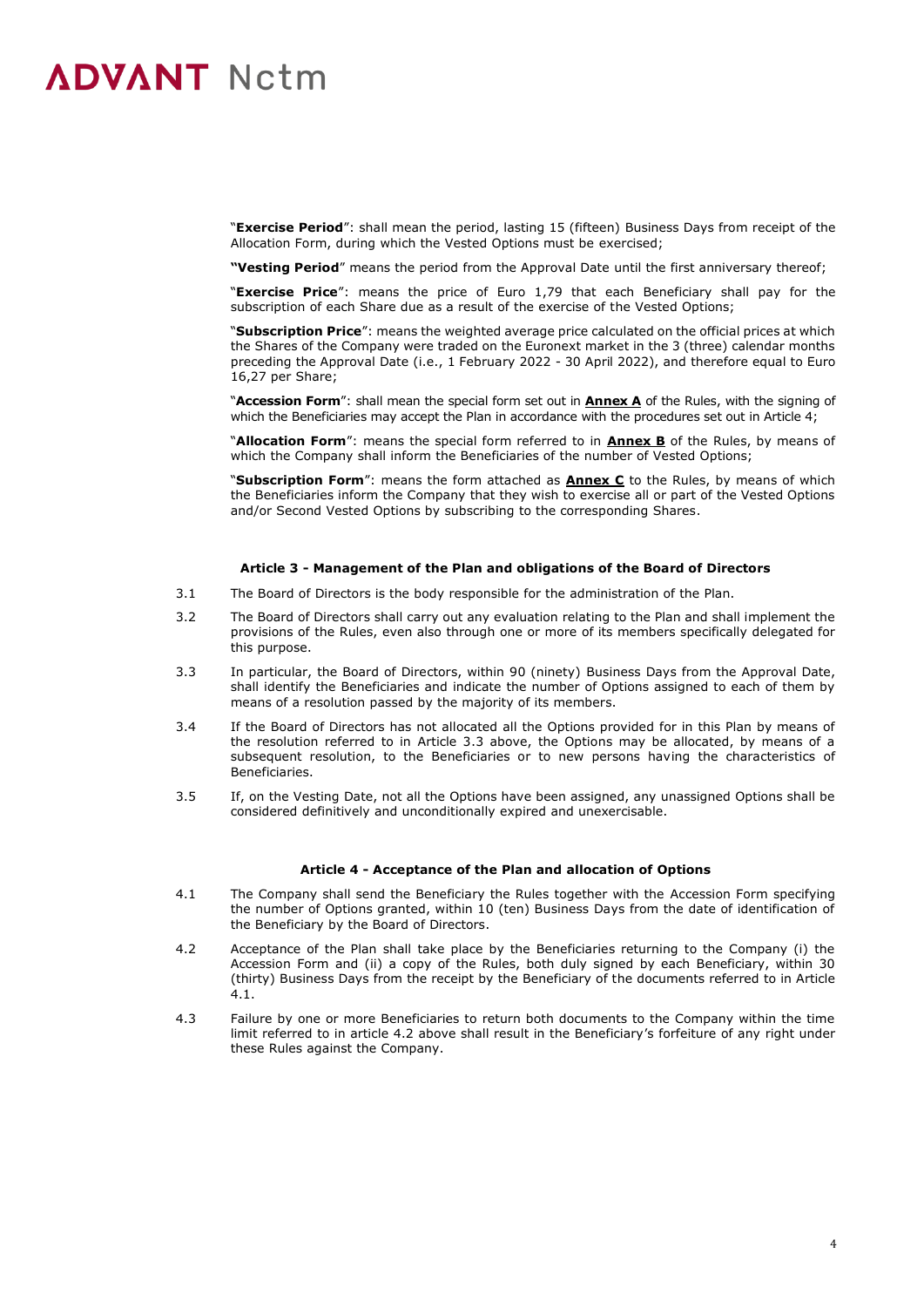"**Exercise Period**": shall mean the period, lasting 15 (fifteen) Business Days from receipt of the Allocation Form, during which the Vested Options must be exercised;

**"Vesting Period**" means the period from the Approval Date until the first anniversary thereof;

"**Exercise Price**": means the price of Euro 1,79 that each Beneficiary shall pay for the subscription of each Share due as a result of the exercise of the Vested Options;

"**Subscription Price**": means the weighted average price calculated on the official prices at which the Shares of the Company were traded on the Euronext market in the 3 (three) calendar months preceding the Approval Date (i.e., 1 February 2022 - 30 April 2022), and therefore equal to Euro 16,27 per Share;

"**Accession Form**": shall mean the special form set out in **Annex A** of the Rules, with the signing of which the Beneficiaries may accept the Plan in accordance with the procedures set out in Article 4;

"**Allocation Form**": means the special form referred to in **Annex B** of the Rules, by means of which the Company shall inform the Beneficiaries of the number of Vested Options;

"**Subscription Form**": means the form attached as **Annex C** to the Rules, by means of which the Beneficiaries inform the Company that they wish to exercise all or part of the Vested Options and/or Second Vested Options by subscribing to the corresponding Shares.

### Article 3 - Management of the Plan and obligations of the Board of Directors

3.1 The Board of Directors is the body responsible for the administration of the Plan.

3.2 The Board of Directors shall carry out any evaluation relating to the Plan and shall implement the provisions of the Rules, even also through one or more of its members specifically delegated for this purpose.

3.3 In particular, the Board of Directors, within 90 (ninety) Business Days from the Approval Date, shall identify the Beneficiaries and indicate the number of Options assigned to each of them by means of a resolution passed by the majority of its members.

3.4 If the Board of Directors has not allocated all the Options provided for in this Plan by means of the resolution referred to in Article 3.3 above, the Options may be allocated, by means of a subsequent resolution, to the Beneficiaries or to new persons having the characteristics of Beneficiaries.

3.5 If, on the Vesting Date, not all the Options have been assigned, any unassigned Options shall be considered definitively and unconditionally expired and unexercisable.

### Article 4 - Acceptance of the Plan and allocation of Options

4.1 The Company shall send the Beneficiary the Rules together with the Accession Form specifying the number of Options granted, within 10 (ten) Business Days from the date of identification of the Beneficiary by the Board of Directors.

4.2 Acceptance of the Plan shall take place by the Beneficiaries returning to the Company (i) the Accession Form and (ii) a copy of the Rules, both duly signed by each Beneficiary, within 30 (thirty) Business Days from the receipt by the Beneficiary of the documents referred to in Article 4.1.

4.3 Failure by one or more Beneficiaries to return both documents to the Company within the time limit referred to in article 4.2 above shall result in the Beneficiary's forfeiture of any right under these Rules against the Company.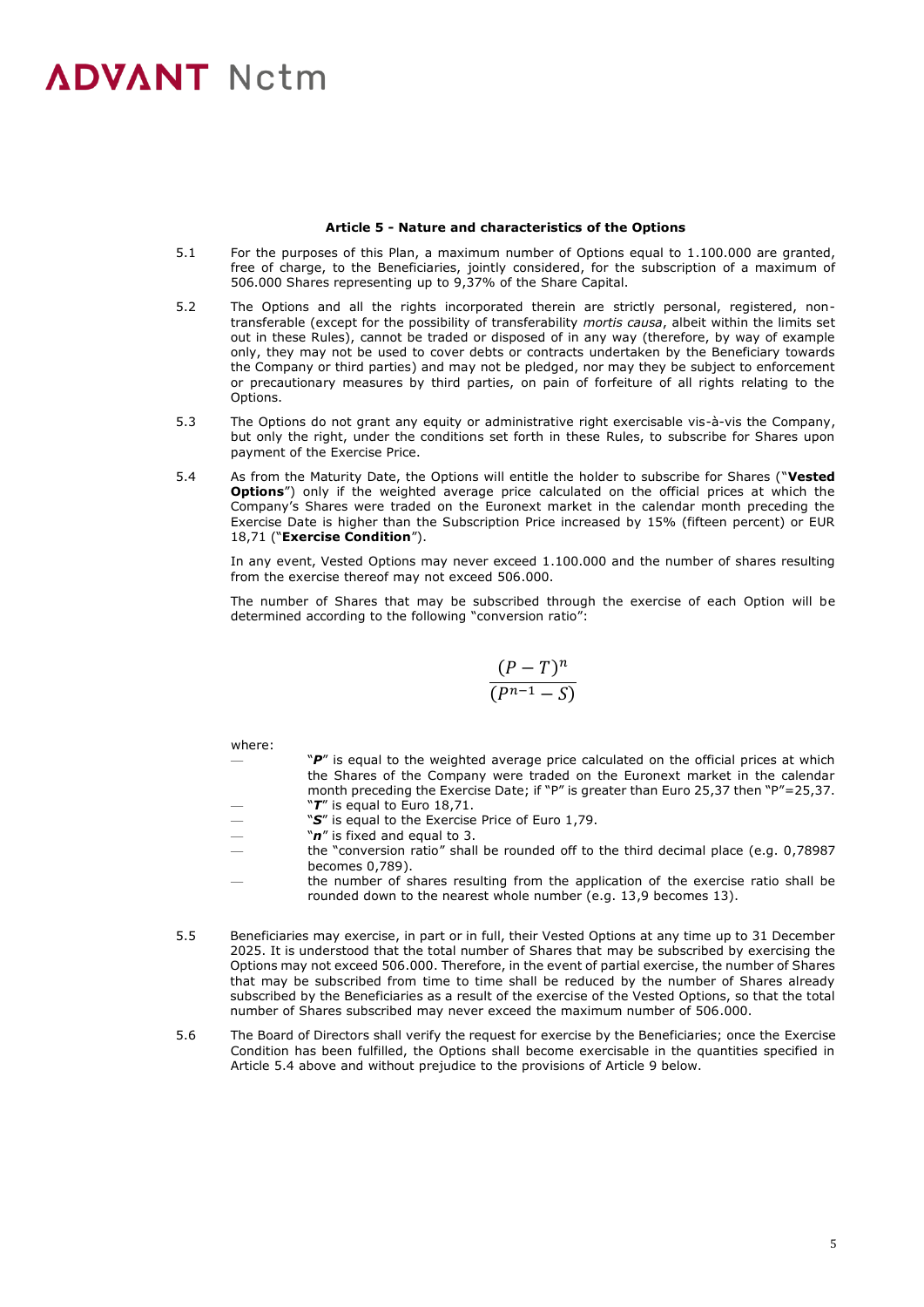### Article 5 - Nature and characteristics of the Options

5.1 For the purposes of this Plan, a maximum number of Options equal to 1.100.000 are granted, free of charge, to the Beneficiaries, jointly considered, for the subscription of a maximum of 506.000 Shares representing up to 9,37% of the Share Capital.

5.2 The Options and all the rights incorporated therein are strictly personal, registered, non-transferable (except for the possibility of transferability *mortis causa*, albeit within the limits set out in these Rules), cannot be traded or disposed of in any way (therefore, by way of example only, they may not be used to cover debts or contracts undertaken by the Beneficiary towards the Company or third parties) and may not be pledged, nor may they be subject to enforcement or precautionary measures by third parties, on pain of forfeiture of all rights relating to the Options.

5.3 The Options do not grant any equity or administrative right exercisable vis-à-vis the Company, but only the right, under the conditions set forth in these Rules, to subscribe for Shares upon payment of the Exercise Price.

5.4 As from the Maturity Date, the Options will entitle the holder to subscribe for Shares ("**Vested Options**") only if the weighted average price calculated on the official prices at which the Company's Shares were traded on the Euronext market in the calendar month preceding the Exercise Date is higher than the Subscription Price increased by 15% (fifteen percent) or EUR 18,71 ("**Exercise Condition**").

In any event, Vested Options may never exceed 1.100.000 and the number of shares resulting from the exercise thereof may not exceed 506.000.

The number of Shares that may be subscribed through the exercise of each Option will be determined according to the following "conversion ratio":

$$\frac{(P - T)^n}{(P^{n-1} - S)}$$

where:

- "***P***" is equal to the weighted average price calculated on the official prices at which the Shares of the Company were traded on the Euronext market in the calendar month preceding the Exercise Date; if "P" is greater than Euro 25,37 then "P"=25,37.
- "***T***" is equal to Euro 18,71.
- "***S***" is equal to the Exercise Price of Euro 1,79.
- "***n***" is fixed and equal to 3.
- the "conversion ratio" shall be rounded off to the third decimal place (e.g. 0,78987 becomes 0,789).
- the number of shares resulting from the application of the exercise ratio shall be rounded down to the nearest whole number (e.g. 13,9 becomes 13).

5.5 Beneficiaries may exercise, in part or in full, their Vested Options at any time up to 31 December 2025. It is understood that the total number of Shares that may be subscribed by exercising the Options may not exceed 506.000. Therefore, in the event of partial exercise, the number of Shares that may be subscribed from time to time shall be reduced by the number of Shares already subscribed by the Beneficiaries as a result of the exercise of the Vested Options, so that the total number of Shares subscribed may never exceed the maximum number of 506.000.

5.6 The Board of Directors shall verify the request for exercise by the Beneficiaries; once the Exercise Condition has been fulfilled, the Options shall become exercisable in the quantities specified in Article 5.4 above and without prejudice to the provisions of Article 9 below.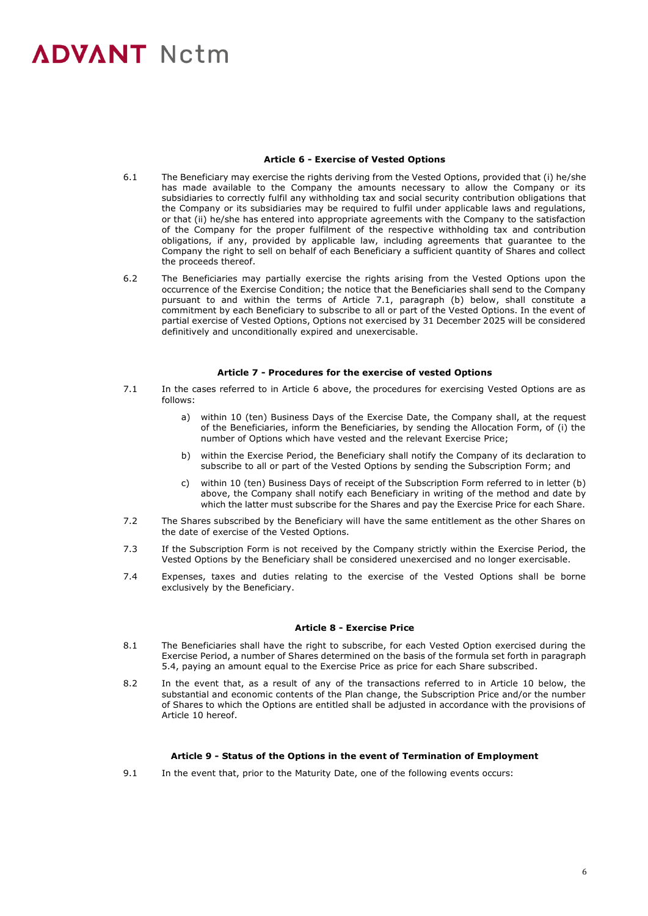### Article 6 - Exercise of Vested Options

6.1 The Beneficiary may exercise the rights deriving from the Vested Options, provided that (i) he/she has made available to the Company the amounts necessary to allow the Company or its subsidiaries to correctly fulfil any withholding tax and social security contribution obligations that the Company or its subsidiaries may be required to fulfil under applicable laws and regulations, or that (ii) he/she has entered into appropriate agreements with the Company to the satisfaction of the Company for the proper fulfilment of the respective withholding tax and contribution obligations, if any, provided by applicable law, including agreements that guarantee to the Company the right to sell on behalf of each Beneficiary a sufficient quantity of Shares and collect the proceeds thereof.

6.2 The Beneficiaries may partially exercise the rights arising from the Vested Options upon the occurrence of the Exercise Condition; the notice that the Beneficiaries shall send to the Company pursuant to and within the terms of Article 7.1, paragraph (b) below, shall constitute a commitment by each Beneficiary to subscribe to all or part of the Vested Options. In the event of partial exercise of Vested Options, Options not exercised by 31 December 2025 will be considered definitively and unconditionally expired and unexercisable.

### Article 7 - Procedures for the exercise of vested Options

7.1 In the cases referred to in Article 6 above, the procedures for exercising Vested Options are as follows:

a) within 10 (ten) Business Days of the Exercise Date, the Company shall, at the request of the Beneficiaries, inform the Beneficiaries, by sending the Allocation Form, of (i) the number of Options which have vested and the relevant Exercise Price;

b) within the Exercise Period, the Beneficiary shall notify the Company of its declaration to subscribe to all or part of the Vested Options by sending the Subscription Form; and

c) within 10 (ten) Business Days of receipt of the Subscription Form referred to in letter (b) above, the Company shall notify each Beneficiary in writing of the method and date by which the latter must subscribe for the Shares and pay the Exercise Price for each Share.

7.2 The Shares subscribed by the Beneficiary will have the same entitlement as the other Shares on the date of exercise of the Vested Options.

7.3 If the Subscription Form is not received by the Company strictly within the Exercise Period, the Vested Options by the Beneficiary shall be considered unexercised and no longer exercisable.

7.4 Expenses, taxes and duties relating to the exercise of the Vested Options shall be borne exclusively by the Beneficiary.

### Article 8 - Exercise Price

8.1 The Beneficiaries shall have the right to subscribe, for each Vested Option exercised during the Exercise Period, a number of Shares determined on the basis of the formula set forth in paragraph 5.4, paying an amount equal to the Exercise Price as price for each Share subscribed.

8.2 In the event that, as a result of any of the transactions referred to in Article 10 below, the substantial and economic contents of the Plan change, the Subscription Price and/or the number of Shares to which the Options are entitled shall be adjusted in accordance with the provisions of Article 10 hereof.

### Article 9 - Status of the Options in the event of Termination of Employment

9.1 In the event that, prior to the Maturity Date, one of the following events occurs: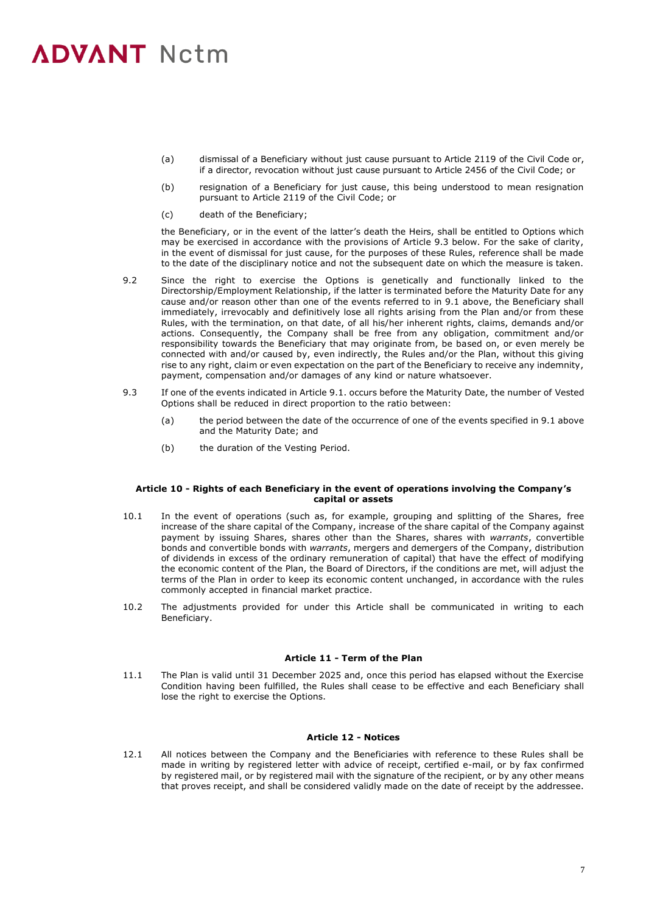(a) dismissal of a Beneficiary without just cause pursuant to Article 2119 of the Civil Code or, if a director, revocation without just cause pursuant to Article 2456 of the Civil Code; or

(b) resignation of a Beneficiary for just cause, this being understood to mean resignation pursuant to Article 2119 of the Civil Code; or

(c) death of the Beneficiary;

the Beneficiary, or in the event of the latter's death the Heirs, shall be entitled to Options which may be exercised in accordance with the provisions of Article 9.3 below. For the sake of clarity, in the event of dismissal for just cause, for the purposes of these Rules, reference shall be made to the date of the disciplinary notice and not the subsequent date on which the measure is taken.

9.2 Since the right to exercise the Options is genetically and functionally linked to the Directorship/Employment Relationship, if the latter is terminated before the Maturity Date for any cause and/or reason other than one of the events referred to in 9.1 above, the Beneficiary shall immediately, irrevocably and definitively lose all rights arising from the Plan and/or from these Rules, with the termination, on that date, of all his/her inherent rights, claims, demands and/or actions. Consequently, the Company shall be free from any obligation, commitment and/or responsibility towards the Beneficiary that may originate from, be based on, or even merely be connected with and/or caused by, even indirectly, the Rules and/or the Plan, without this giving rise to any right, claim or even expectation on the part of the Beneficiary to receive any indemnity, payment, compensation and/or damages of any kind or nature whatsoever.

9.3 If one of the events indicated in Article 9.1. occurs before the Maturity Date, the number of Vested Options shall be reduced in direct proportion to the ratio between:

(a) the period between the date of the occurrence of one of the events specified in 9.1 above and the Maturity Date; and

(b) the duration of the Vesting Period.

**Article 10 - Rights of each Beneficiary in the event of operations involving the Company's capital or assets**

10.1 In the event of operations (such as, for example, grouping and splitting of the Shares, free increase of the share capital of the Company, increase of the share capital of the Company against payment by issuing Shares, shares other than the Shares, shares with *warrants*, convertible bonds and convertible bonds with *warrants*, mergers and demergers of the Company, distribution of dividends in excess of the ordinary remuneration of capital) that have the effect of modifying the economic content of the Plan, the Board of Directors, if the conditions are met, will adjust the terms of the Plan in order to keep its economic content unchanged, in accordance with the rules commonly accepted in financial market practice.

10.2 The adjustments provided for under this Article shall be communicated in writing to each Beneficiary.

**Article 11 - Term of the Plan**

11.1 The Plan is valid until 31 December 2025 and, once this period has elapsed without the Exercise Condition having been fulfilled, the Rules shall cease to be effective and each Beneficiary shall lose the right to exercise the Options.

**Article 12 - Notices**

12.1 All notices between the Company and the Beneficiaries with reference to these Rules shall be made in writing by registered letter with advice of receipt, certified e-mail, or by fax confirmed by registered mail, or by registered mail with the signature of the recipient, or by any other means that proves receipt, and shall be considered validly made on the date of receipt by the addressee.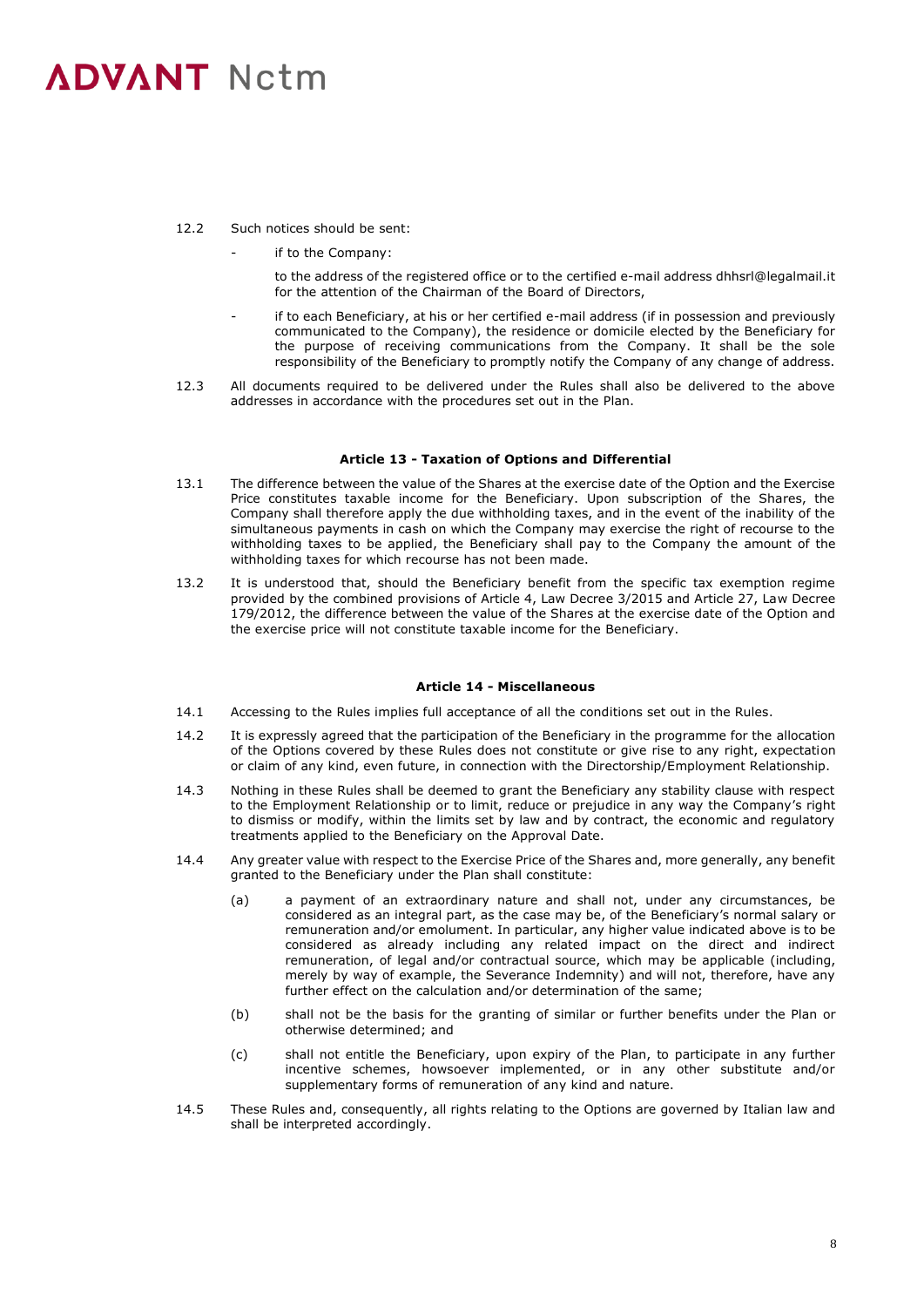12.2 Such notices should be sent:

- if to the Company:

  to the address of the registered office or to the certified e-mail address dhhsrl@legalmail.it for the attention of the Chairman of the Board of Directors,

- if to each Beneficiary, at his or her certified e-mail address (if in possession and previously communicated to the Company), the residence or domicile elected by the Beneficiary for the purpose of receiving communications from the Company. It shall be the sole responsibility of the Beneficiary to promptly notify the Company of any change of address.

12.3 All documents required to be delivered under the Rules shall also be delivered to the above addresses in accordance with the procedures set out in the Plan.

### Article 13 - Taxation of Options and Differential

13.1 The difference between the value of the Shares at the exercise date of the Option and the Exercise Price constitutes taxable income for the Beneficiary. Upon subscription of the Shares, the Company shall therefore apply the due withholding taxes, and in the event of the inability of the simultaneous payments in cash on which the Company may exercise the right of recourse to the withholding taxes to be applied, the Beneficiary shall pay to the Company the amount of the withholding taxes for which recourse has not been made.

13.2 It is understood that, should the Beneficiary benefit from the specific tax exemption regime provided by the combined provisions of Article 4, Law Decree 3/2015 and Article 27, Law Decree 179/2012, the difference between the value of the Shares at the exercise date of the Option and the exercise price will not constitute taxable income for the Beneficiary.

### Article 14 - Miscellaneous

14.1 Accessing to the Rules implies full acceptance of all the conditions set out in the Rules.

14.2 It is expressly agreed that the participation of the Beneficiary in the programme for the allocation of the Options covered by these Rules does not constitute or give rise to any right, expectation or claim of any kind, even future, in connection with the Directorship/Employment Relationship.

14.3 Nothing in these Rules shall be deemed to grant the Beneficiary any stability clause with respect to the Employment Relationship or to limit, reduce or prejudice in any way the Company's right to dismiss or modify, within the limits set by law and by contract, the economic and regulatory treatments applied to the Beneficiary on the Approval Date.

14.4 Any greater value with respect to the Exercise Price of the Shares and, more generally, any benefit granted to the Beneficiary under the Plan shall constitute:

(a) a payment of an extraordinary nature and shall not, under any circumstances, be considered as an integral part, as the case may be, of the Beneficiary's normal salary or remuneration and/or emolument. In particular, any higher value indicated above is to be considered as already including any related impact on the direct and indirect remuneration, of legal and/or contractual source, which may be applicable (including, merely by way of example, the Severance Indemnity) and will not, therefore, have any further effect on the calculation and/or determination of the same;

(b) shall not be the basis for the granting of similar or further benefits under the Plan or otherwise determined; and

(c) shall not entitle the Beneficiary, upon expiry of the Plan, to participate in any further incentive schemes, howsoever implemented, or in any other substitute and/or supplementary forms of remuneration of any kind and nature.

14.5 These Rules and, consequently, all rights relating to the Options are governed by Italian law and shall be interpreted accordingly.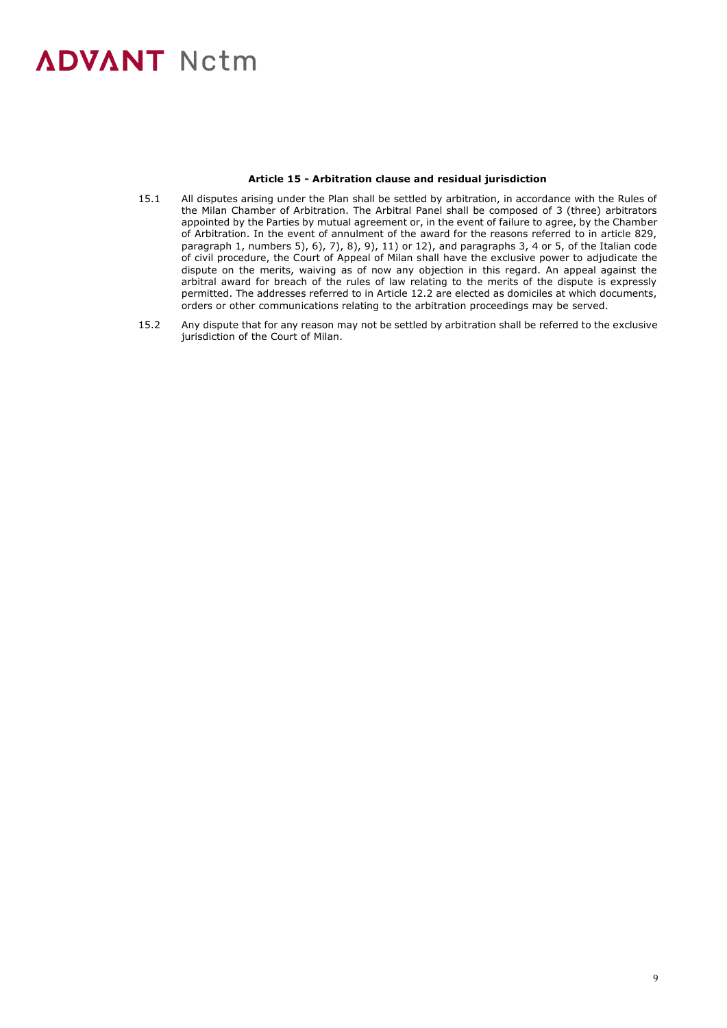### Article 15 - Arbitration clause and residual jurisdiction

15.1 All disputes arising under the Plan shall be settled by arbitration, in accordance with the Rules of the Milan Chamber of Arbitration. The Arbitral Panel shall be composed of 3 (three) arbitrators appointed by the Parties by mutual agreement or, in the event of failure to agree, by the Chamber of Arbitration. In the event of annulment of the award for the reasons referred to in article 829, paragraph 1, numbers 5), 6), 7), 8), 9), 11) or 12), and paragraphs 3, 4 or 5, of the Italian code of civil procedure, the Court of Appeal of Milan shall have the exclusive power to adjudicate the dispute on the merits, waiving as of now any objection in this regard. An appeal against the arbitral award for breach of the rules of law relating to the merits of the dispute is expressly permitted. The addresses referred to in Article 12.2 are elected as domiciles at which documents, orders or other communications relating to the arbitration proceedings may be served.

15.2 Any dispute that for any reason may not be settled by arbitration shall be referred to the exclusive jurisdiction of the Court of Milan.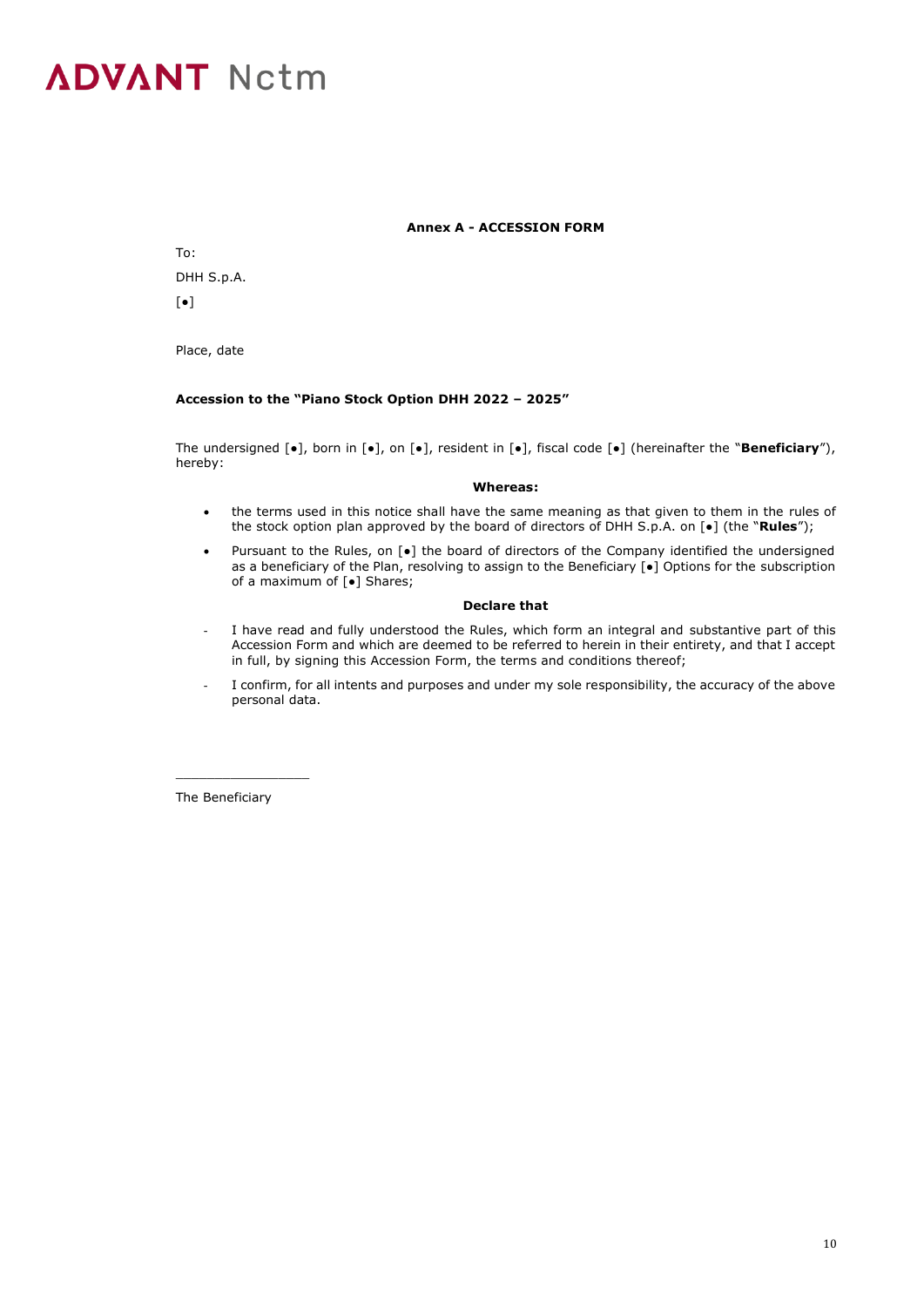**ADVANT Nctm**

## Annex A - ACCESSION FORM

To:

DHH S.p.A.

[•]

Place, date

**Accession to the "Piano Stock Option DHH 2022 – 2025"**

The undersigned [•], born in [•], on [•], resident in [•], fiscal code [•] (hereinafter the "**Beneficiary**"), hereby:

**Whereas:**

- the terms used in this notice shall have the same meaning as that given to them in the rules of the stock option plan approved by the board of directors of DHH S.p.A. on [•] (the "**Rules**");
- Pursuant to the Rules, on [•] the board of directors of the Company identified the undersigned as a beneficiary of the Plan, resolving to assign to the Beneficiary [•] Options for the subscription of a maximum of [•] Shares;

**Declare that**

- I have read and fully understood the Rules, which form an integral and substantive part of this Accession Form and which are deemed to be referred to herein in their entirety, and that I accept in full, by signing this Accession Form, the terms and conditions thereof;
- I confirm, for all intents and purposes and under my sole responsibility, the accuracy of the above personal data.

\_\_\_\_\_\_\_\_\_\_\_\_\_\_\_\_\_\_

The Beneficiary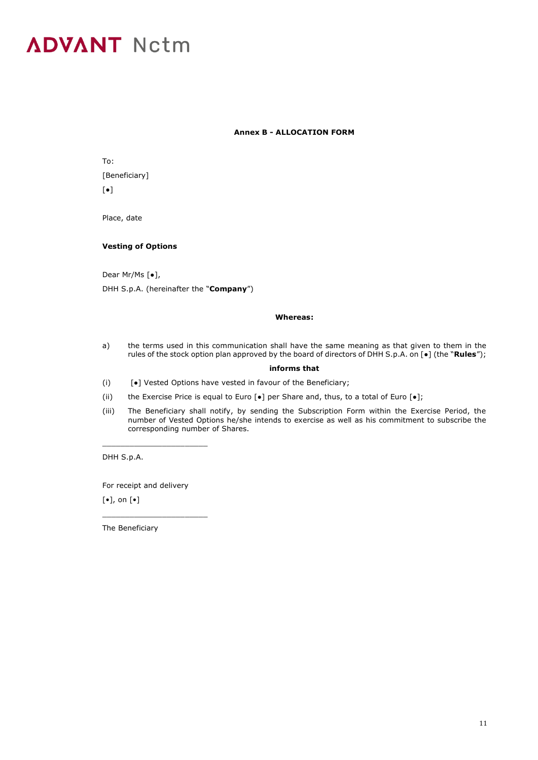**Annex B - ALLOCATION FORM**

To:

[Beneficiary]

[•]

Place, date

**Vesting of Options**

Dear Mr/Ms [•],

DHH S.p.A. (hereinafter the "**Company**")

**Whereas:**

a) the terms used in this communication shall have the same meaning as that given to them in the rules of the stock option plan approved by the board of directors of DHH S.p.A. on [•] (the "**Rules**");

**informs that**

(i) [•] Vested Options have vested in favour of the Beneficiary;

(ii) the Exercise Price is equal to Euro [•] per Share and, thus, to a total of Euro [•];

(iii) The Beneficiary shall notify, by sending the Subscription Form within the Exercise Period, the number of Vested Options he/she intends to exercise as well as his commitment to subscribe the corresponding number of Shares.

______________________

DHH S.p.A.

For receipt and delivery

[•], on [•]

______________________

The Beneficiary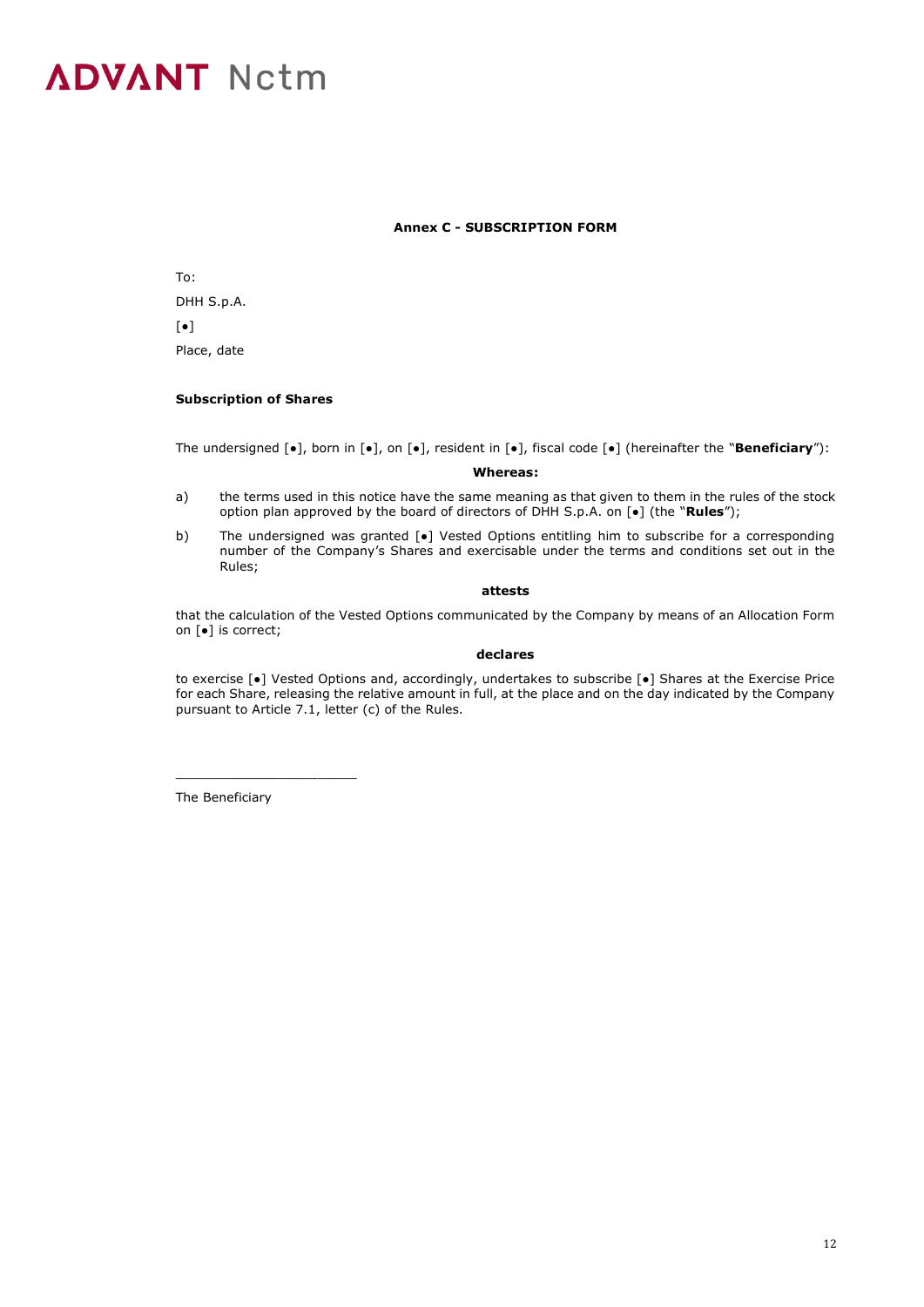## Annex C - SUBSCRIPTION FORM

To:

DHH S.p.A.

[•]

Place, date

**Subscription of Shares**

The undersigned [•], born in [•], on [•], resident in [•], fiscal code [•] (hereinafter the "**Beneficiary**"):

**Whereas:**

a) the terms used in this notice have the same meaning as that given to them in the rules of the stock option plan approved by the board of directors of DHH S.p.A. on [•] (the "**Rules**");

b) The undersigned was granted [•] Vested Options entitling him to subscribe for a corresponding number of the Company's Shares and exercisable under the terms and conditions set out in the Rules;

**attests**

that the calculation of the Vested Options communicated by the Company by means of an Allocation Form on [•] is correct;

**declares**

to exercise [•] Vested Options and, accordingly, undertakes to subscribe [•] Shares at the Exercise Price for each Share, releasing the relative amount in full, at the place and on the day indicated by the Company pursuant to Article 7.1, letter (c) of the Rules.

\_\_\_\_\_\_\_\_\_\_\_\_\_\_\_\_\_\_\_\_\_\_\_\_

The Beneficiary